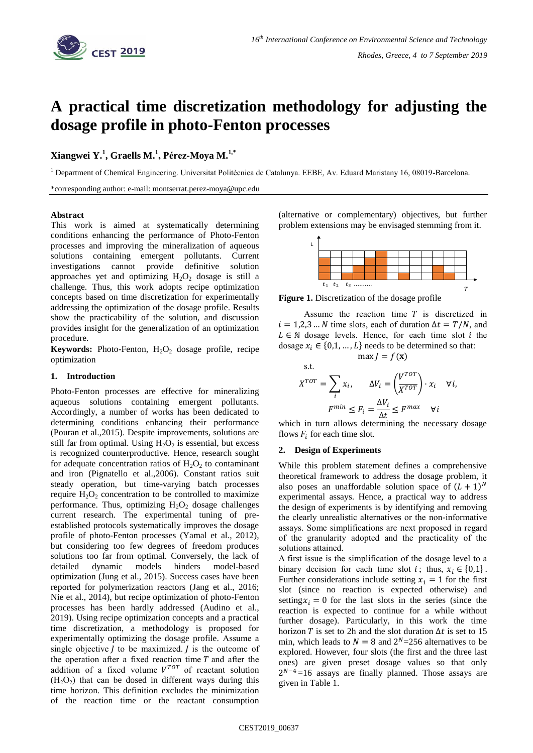# A practical time discretization methodology for adjusting the dosage profile in photo-Fenton processes

**Xiangwei Y.[1], Graells M.[1], Pérez-Moya M.[1,*]**

[1] Department of Chemical Engineering. Universitat Politècnica de Catalunya. EEBE, Av. Eduard Maristany 16, 08019-Barcelona.

*corresponding author: e-mail: montserrat.perez-moya@upc.edu

## Abstract

This work is aimed at systematically determining conditions enhancing the performance of Photo-Fenton processes and improving the mineralization of aqueous solutions containing emergent pollutants. Current investigations cannot provide definitive solution approaches yet and optimizing $H_2O_2$ dosage is still a challenge. Thus, this work adopts recipe optimization concepts based on time discretization for experimentally addressing the optimization of the dosage profile. Results show the practicability of the solution, and discussion provides insight for the generalization of an optimization procedure.

**Keywords:** Photo-Fenton, $H_2O_2$ dosage profile, recipe optimization

## 1. Introduction

Photo-Fenton processes are effective for mineralizing aqueous solutions containing emergent pollutants. Accordingly, a number of works has been dedicated to determining conditions enhancing their performance (Pouran et al.,2015). Despite improvements, solutions are still far from optimal. Using $H_2O_2$ is essential, but excess is recognized counterproductive. Hence, research sought for adequate concentration ratios of $H_2O_2$ to contaminant and iron (Pignatello et al.,2006). Constant ratios suit steady operation, but time-varying batch processes require $H_2O_2$ concentration to be controlled to maximize performance. Thus, optimizing $H_2O_2$ dosage challenges current research. The experimental tuning of pre-established protocols systematically improves the dosage profile of photo-Fenton processes (Yamal et al., 2012), but considering too few degrees of freedom produces solutions too far from optimal. Conversely, the lack of detailed dynamic models hinders model-based optimization (Jung et al., 2015). Success cases have been reported for polymerization reactors (Jang et al., 2016; Nie et al., 2014), but recipe optimization of photo-Fenton processes has been hardly addressed (Audino et al., 2019). Using recipe optimization concepts and a practical time discretization, a methodology is proposed for experimentally optimizing the dosage profile. Assume a single objective $J$ to be maximized. $J$ is the outcome of the operation after a fixed reaction time $T$ and after the addition of a fixed volume $V^{TOT}$ of reactant solution ($H_2O_2$) that can be dosed in different ways during this time horizon. This definition excludes the minimization of the reaction time or the reactant consumption (alternative or complementary) objectives, but further problem extensions may be envisaged stemming from it.

**Figure 1.** Discretization of the dosage profile

Assume the reaction time $T$ is discretized in $i = 1,2,3 \ldots N$ time slots, each of duration $\Delta t = T/N$, and $L \in \mathbb{N}$ dosage levels. Hence, for each time slot $i$ the dosage $x_i \in \{0,1,\ldots,L\}$ needs to be determined so that:

$$\max J = f(\mathbf{x})$$

s.t.

$$X^{TOT} = \sum_i x_i, \qquad \Delta V_i = \left(\frac{V^{TOT}}{X^{TOT}}\right) \cdot x_i \quad \forall i,$$

$$F^{min} \leq F_i = \frac{\Delta V_i}{\Delta t} \leq F^{max} \quad \forall i$$

which in turn allows determining the necessary dosage flows $F_i$ for each time slot.

## 2. Design of Experiments

While this problem statement defines a comprehensive theoretical framework to address the dosage problem, it also poses an unaffordable solution space of $(L+1)^N$ experimental assays. Hence, a practical way to address the design of experiments is by identifying and removing the clearly unrealistic alternatives or the non-informative assays. Some simplifications are next proposed in regard of the granularity adopted and the practicality of the solutions attained.

A first issue is the simplification of the dosage level to a binary decision for each time slot $i$; thus, $x_i \in \{0,1\}$. Further considerations include setting $x_1 = 1$ for the first slot (since no reaction is expected otherwise) and setting $x_i = 0$ for the last slots in the series (since the reaction is expected to continue for a while without further dosage). Particularly, in this work the time horizon $T$ is set to 2h and the slot duration $\Delta t$ is set to 15 min, which leads to $N = 8$ and $2^N$=256 alternatives to be explored. However, four slots (the first and the three last ones) are given preset dosage values so that only $2^{N-4}$=16 assays are finally planned. Those assays are given in Table 1.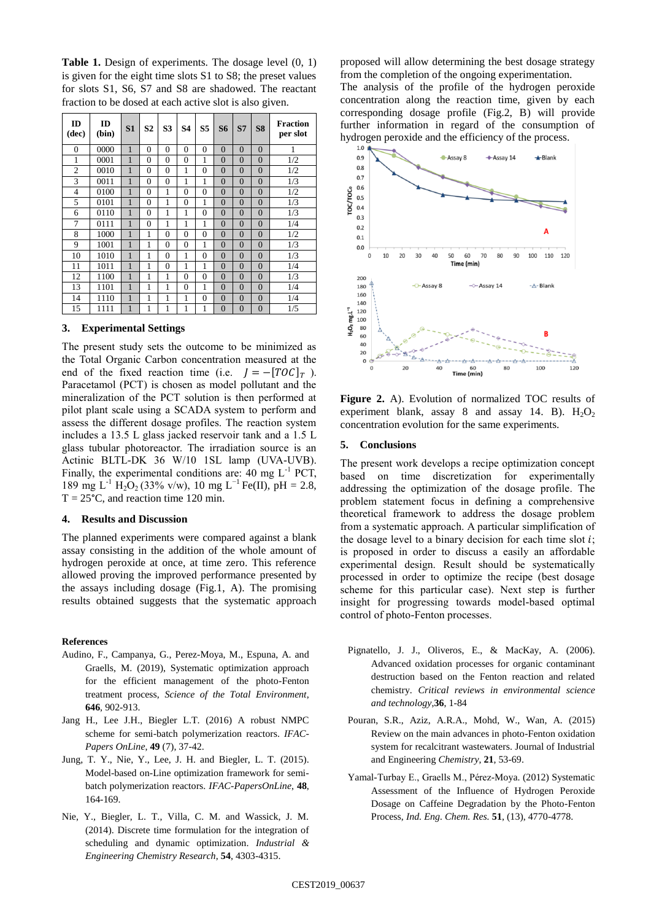**Table 1.** Design of experiments. The dosage level (0, 1) is given for the eight time slots S1 to S8; the preset values for slots S1, S6, S7 and S8 are shadowed. The reactant fraction to be dosed at each active slot is also given.

| ID (dec) | ID (bin) | S1 | S2 | S3 | S4 | S5 | S6 | S7 | S8 | Fraction per slot |
|---|---|---|---|---|---|---|---|---|---|---|
| 0 | 0000 | 1 | 0 | 0 | 0 | 0 | 0 | 0 | 0 | 1 |
| 1 | 0001 | 1 | 0 | 0 | 0 | 1 | 0 | 0 | 0 | 1/2 |
| 2 | 0010 | 1 | 0 | 0 | 1 | 0 | 0 | 0 | 0 | 1/2 |
| 3 | 0011 | 1 | 0 | 0 | 1 | 1 | 0 | 0 | 0 | 1/3 |
| 4 | 0100 | 1 | 0 | 1 | 0 | 0 | 0 | 0 | 0 | 1/2 |
| 5 | 0101 | 1 | 0 | 1 | 0 | 1 | 0 | 0 | 0 | 1/3 |
| 6 | 0110 | 1 | 0 | 1 | 1 | 0 | 0 | 0 | 0 | 1/3 |
| 7 | 0111 | 1 | 0 | 1 | 1 | 1 | 0 | 0 | 0 | 1/4 |
| 8 | 1000 | 1 | 1 | 0 | 0 | 0 | 0 | 0 | 0 | 1/2 |
| 9 | 1001 | 1 | 1 | 0 | 0 | 1 | 0 | 0 | 0 | 1/3 |
| 10 | 1010 | 1 | 1 | 0 | 1 | 0 | 0 | 0 | 0 | 1/3 |
| 11 | 1011 | 1 | 1 | 0 | 1 | 1 | 0 | 0 | 0 | 1/4 |
| 12 | 1100 | 1 | 1 | 1 | 0 | 0 | 0 | 0 | 0 | 1/3 |
| 13 | 1101 | 1 | 1 | 1 | 0 | 1 | 0 | 0 | 0 | 1/4 |
| 14 | 1110 | 1 | 1 | 1 | 1 | 0 | 0 | 0 | 0 | 1/4 |
| 15 | 1111 | 1 | 1 | 1 | 1 | 1 | 0 | 0 | 0 | 1/5 |

## 3. Experimental Settings

The present study sets the outcome to be minimized as the Total Organic Carbon concentration measured at the end of the fixed reaction time (i.e. $J = -[TOC]_T$ ). Paracetamol (PCT) is chosen as model pollutant and the mineralization of the PCT solution is then performed at pilot plant scale using a SCADA system to perform and assess the different dosage profiles. The reaction system includes a 13.5 L glass jacked reservoir tank and a 1.5 L glass tubular photoreactor. The irradiation source is an Actinic BLTL-DK 36 W/10 1SL lamp (UVA-UVB). Finally, the experimental conditions are: 40 mg $L^{-1}$ PCT, 189 mg $L^{-1}$ $H_2O_2$ (33% v/w), 10 mg $L^{-1}$ Fe(II), pH = 2.8, T = 25°C, and reaction time 120 min.

## 4. Results and Discussion

The planned experiments were compared against a blank assay consisting in the addition of the whole amount of hydrogen peroxide at once, at time zero. This reference allowed proving the improved performance presented by the assays including dosage (Fig.1, A). The promising results obtained suggests that the systematic approach proposed will allow determining the best dosage strategy from the completion of the ongoing experimentation.

The analysis of the profile of the hydrogen peroxide concentration along the reaction time, given by each corresponding dosage profile (Fig.2, B) will provide further information in regard of the consumption of hydrogen peroxide and the efficiency of the process.

A
Assay 8
Assay 14
Blank
TOC/TOC₀
Time (min)

B
Assay 8
Assay 14
Blank
H₂O₂ mg L⁻¹
Time (min)

**Figure 2.** A). Evolution of normalized TOC results of experiment blank, assay 8 and assay 14. B). $H_2O_2$ concentration evolution for the same experiments.

## 5. Conclusions

The present work develops a recipe optimization concept based on time discretization for experimentally addressing the optimization of the dosage profile. The problem statement focus in defining a comprehensive theoretical framework to address the dosage problem from a systematic approach. A particular simplification of the dosage level to a binary decision for each time slot $i$; is proposed in order to discuss a easily an affordable experimental design. Result should be systematically processed in order to optimize the recipe (best dosage scheme for this particular case). Next step is further insight for progressing towards model-based optimal control of photo-Fenton processes.

### References

Audino, F., Campanya, G., Perez-Moya, M., Espuna, A. and Graells, M. (2019), Systematic optimization approach for the efficient management of the photo-Fenton treatment process, *Science of the Total Environment*, **646**, 902-913.

Jang H., Lee J.H., Biegler L.T. (2016) A robust NMPC scheme for semi-batch polymerization reactors. *IFAC-Papers OnLine*, **49** (7), 37-42.

Jung, T. Y., Nie, Y., Lee, J. H. and Biegler, L. T. (2015). Model-based on-Line optimization framework for semi-batch polymerization reactors. *IFAC-PapersOnLine*, **48**, 164-169.

Nie, Y., Biegler, L. T., Villa, C. M. and Wassick, J. M. (2014). Discrete time formulation for the integration of scheduling and dynamic optimization. *Industrial & Engineering Chemistry Research*, **54**, 4303-4315.

Pignatello, J. J., Oliveros, E., & MacKay, A. (2006). Advanced oxidation processes for organic contaminant destruction based on the Fenton reaction and related chemistry. *Critical reviews in environmental science and technology*,**36**, 1-84

Pouran, S.R., Aziz, A.R.A., Mohd, W., Wan, A. (2015) Review on the main advances in photo-Fenton oxidation system for recalcitrant wastewaters. Journal of Industrial and Engineering *Chemistry*, **21**, 53-69.

Yamal-Turbay E., Graells M., Pérez-Moya. (2012) Systematic Assessment of the Influence of Hydrogen Peroxide Dosage on Caffeine Degradation by the Photo-Fenton Process, *Ind. Eng. Chem. Res.* **51**, (13), 4770-4778.